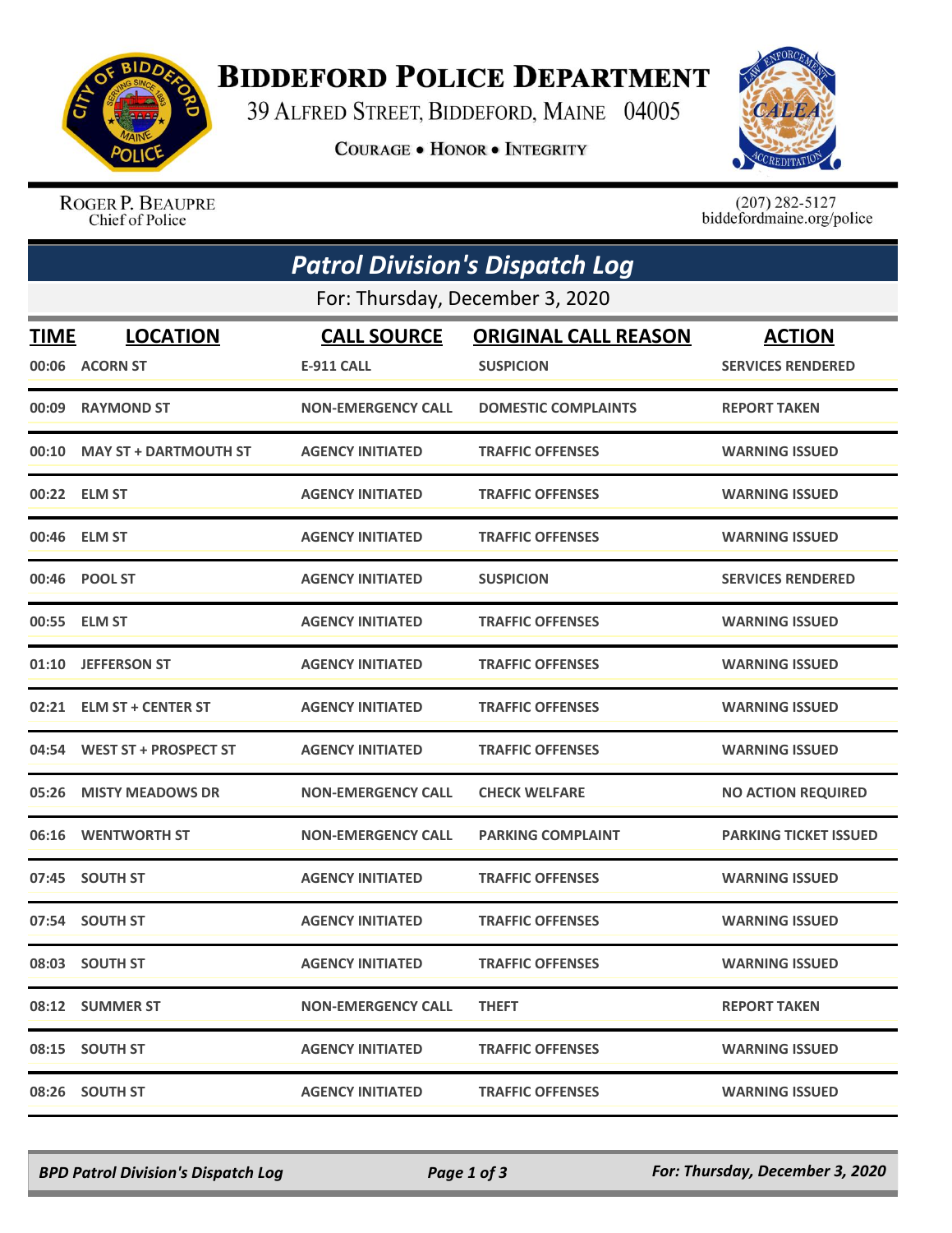# BIDDEFORD POLICE DEPARTMENT

39 ALFRED STREET, BIDDEFORD, MAINE 04005

COURAGE • HONOR • INTEGRITY

ROGER P. BEAUPRE
Chief of Police

(207) 282-5127
biddefordmaine.org/police

## *Patrol Division's Dispatch Log*

For: Thursday, December 3, 2020

| TIME | LOCATION | CALL SOURCE | ORIGINAL CALL REASON | ACTION |
|---|---|---|---|---|
| 00:06 | ACORN ST | E-911 CALL | SUSPICION | SERVICES RENDERED |
| 00:09 | RAYMOND ST | NON-EMERGENCY CALL | DOMESTIC COMPLAINTS | REPORT TAKEN |
| 00:10 | MAY ST + DARTMOUTH ST | AGENCY INITIATED | TRAFFIC OFFENSES | WARNING ISSUED |
| 00:22 | ELM ST | AGENCY INITIATED | TRAFFIC OFFENSES | WARNING ISSUED |
| 00:46 | ELM ST | AGENCY INITIATED | TRAFFIC OFFENSES | WARNING ISSUED |
| 00:46 | POOL ST | AGENCY INITIATED | SUSPICION | SERVICES RENDERED |
| 00:55 | ELM ST | AGENCY INITIATED | TRAFFIC OFFENSES | WARNING ISSUED |
| 01:10 | JEFFERSON ST | AGENCY INITIATED | TRAFFIC OFFENSES | WARNING ISSUED |
| 02:21 | ELM ST + CENTER ST | AGENCY INITIATED | TRAFFIC OFFENSES | WARNING ISSUED |
| 04:54 | WEST ST + PROSPECT ST | AGENCY INITIATED | TRAFFIC OFFENSES | WARNING ISSUED |
| 05:26 | MISTY MEADOWS DR | NON-EMERGENCY CALL | CHECK WELFARE | NO ACTION REQUIRED |
| 06:16 | WENTWORTH ST | NON-EMERGENCY CALL | PARKING COMPLAINT | PARKING TICKET ISSUED |
| 07:45 | SOUTH ST | AGENCY INITIATED | TRAFFIC OFFENSES | WARNING ISSUED |
| 07:54 | SOUTH ST | AGENCY INITIATED | TRAFFIC OFFENSES | WARNING ISSUED |
| 08:03 | SOUTH ST | AGENCY INITIATED | TRAFFIC OFFENSES | WARNING ISSUED |
| 08:12 | SUMMER ST | NON-EMERGENCY CALL | THEFT | REPORT TAKEN |
| 08:15 | SOUTH ST | AGENCY INITIATED | TRAFFIC OFFENSES | WARNING ISSUED |
| 08:26 | SOUTH ST | AGENCY INITIATED | TRAFFIC OFFENSES | WARNING ISSUED |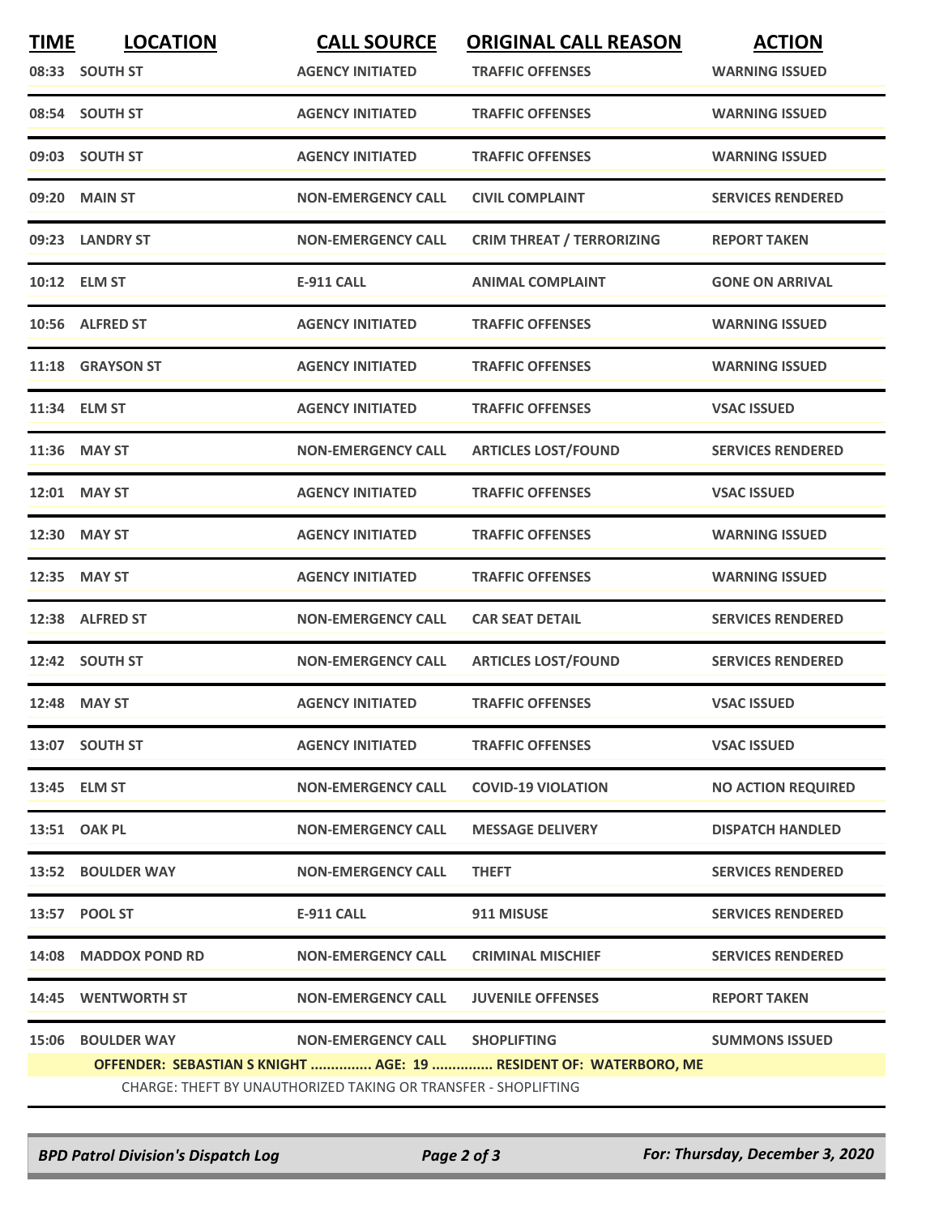| TIME | LOCATION | CALL SOURCE | ORIGINAL CALL REASON | ACTION |
|---|---|---|---|---|
| 08:33 | SOUTH ST | AGENCY INITIATED | TRAFFIC OFFENSES | WARNING ISSUED |
| 08:54 | SOUTH ST | AGENCY INITIATED | TRAFFIC OFFENSES | WARNING ISSUED |
| 09:03 | SOUTH ST | AGENCY INITIATED | TRAFFIC OFFENSES | WARNING ISSUED |
| 09:20 | MAIN ST | NON-EMERGENCY CALL | CIVIL COMPLAINT | SERVICES RENDERED |
| 09:23 | LANDRY ST | NON-EMERGENCY CALL | CRIM THREAT / TERRORIZING | REPORT TAKEN |
| 10:12 | ELM ST | E-911 CALL | ANIMAL COMPLAINT | GONE ON ARRIVAL |
| 10:56 | ALFRED ST | AGENCY INITIATED | TRAFFIC OFFENSES | WARNING ISSUED |
| 11:18 | GRAYSON ST | AGENCY INITIATED | TRAFFIC OFFENSES | WARNING ISSUED |
| 11:34 | ELM ST | AGENCY INITIATED | TRAFFIC OFFENSES | VSAC ISSUED |
| 11:36 | MAY ST | NON-EMERGENCY CALL | ARTICLES LOST/FOUND | SERVICES RENDERED |
| 12:01 | MAY ST | AGENCY INITIATED | TRAFFIC OFFENSES | VSAC ISSUED |
| 12:30 | MAY ST | AGENCY INITIATED | TRAFFIC OFFENSES | WARNING ISSUED |
| 12:35 | MAY ST | AGENCY INITIATED | TRAFFIC OFFENSES | WARNING ISSUED |
| 12:38 | ALFRED ST | NON-EMERGENCY CALL | CAR SEAT DETAIL | SERVICES RENDERED |
| 12:42 | SOUTH ST | NON-EMERGENCY CALL | ARTICLES LOST/FOUND | SERVICES RENDERED |
| 12:48 | MAY ST | AGENCY INITIATED | TRAFFIC OFFENSES | VSAC ISSUED |
| 13:07 | SOUTH ST | AGENCY INITIATED | TRAFFIC OFFENSES | VSAC ISSUED |
| 13:45 | ELM ST | NON-EMERGENCY CALL | COVID-19 VIOLATION | NO ACTION REQUIRED |
| 13:51 | OAK PL | NON-EMERGENCY CALL | MESSAGE DELIVERY | DISPATCH HANDLED |
| 13:52 | BOULDER WAY | NON-EMERGENCY CALL | THEFT | SERVICES RENDERED |
| 13:57 | POOL ST | E-911 CALL | 911 MISUSE | SERVICES RENDERED |
| 14:08 | MADDOX POND RD | NON-EMERGENCY CALL | CRIMINAL MISCHIEF | SERVICES RENDERED |
| 14:45 | WENTWORTH ST | NON-EMERGENCY CALL | JUVENILE OFFENSES | REPORT TAKEN |
| 15:06 | BOULDER WAY | NON-EMERGENCY CALL | SHOPLIFTING | SUMMONS ISSUED |

**OFFENDER: SEBASTIAN S KNIGHT ............... AGE: 19 ............... RESIDENT OF: WATERBORO, ME**

CHARGE: THEFT BY UNAUTHORIZED TAKING OR TRANSFER - SHOPLIFTING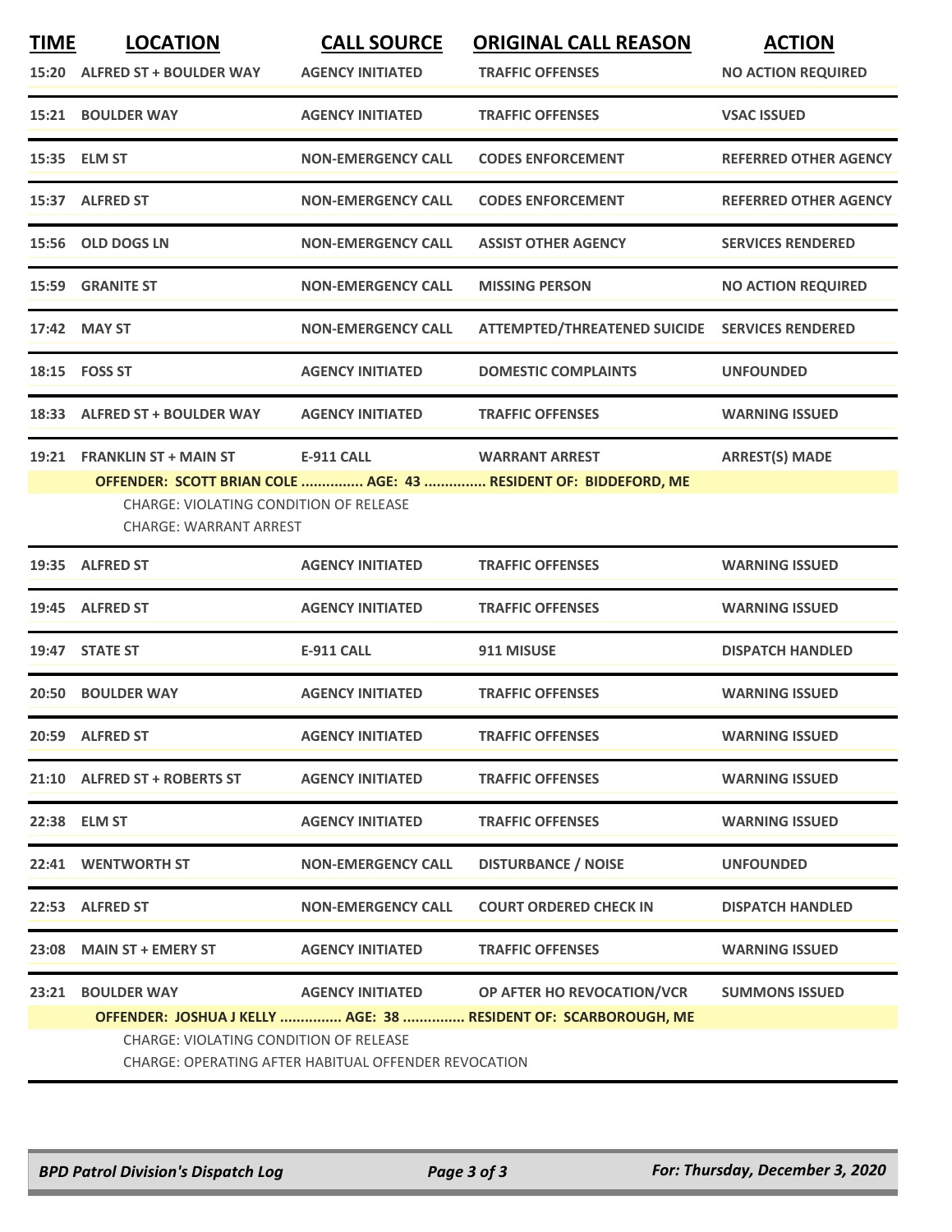| TIME | LOCATION | CALL SOURCE | ORIGINAL CALL REASON | ACTION |
|---|---|---|---|---|
| 15:20 | ALFRED ST + BOULDER WAY | AGENCY INITIATED | TRAFFIC OFFENSES | NO ACTION REQUIRED |
| 15:21 | BOULDER WAY | AGENCY INITIATED | TRAFFIC OFFENSES | VSAC ISSUED |
| 15:35 | ELM ST | NON-EMERGENCY CALL | CODES ENFORCEMENT | REFERRED OTHER AGENCY |
| 15:37 | ALFRED ST | NON-EMERGENCY CALL | CODES ENFORCEMENT | REFERRED OTHER AGENCY |
| 15:56 | OLD DOGS LN | NON-EMERGENCY CALL | ASSIST OTHER AGENCY | SERVICES RENDERED |
| 15:59 | GRANITE ST | NON-EMERGENCY CALL | MISSING PERSON | NO ACTION REQUIRED |
| 17:42 | MAY ST | NON-EMERGENCY CALL | ATTEMPTED/THREATENED SUICIDE | SERVICES RENDERED |
| 18:15 | FOSS ST | AGENCY INITIATED | DOMESTIC COMPLAINTS | UNFOUNDED |
| 18:33 | ALFRED ST + BOULDER WAY | AGENCY INITIATED | TRAFFIC OFFENSES | WARNING ISSUED |
| 19:21 | FRANKLIN ST + MAIN ST | E-911 CALL | WARRANT ARREST | ARREST(S) MADE |

**OFFENDER: SCOTT BRIAN COLE ............... AGE: 43 ............... RESIDENT OF: BIDDEFORD, ME**

CHARGE: VIOLATING CONDITION OF RELEASE
CHARGE: WARRANT ARREST

| TIME | LOCATION | CALL SOURCE | ORIGINAL CALL REASON | ACTION |
|---|---|---|---|---|
| 19:35 | ALFRED ST | AGENCY INITIATED | TRAFFIC OFFENSES | WARNING ISSUED |
| 19:45 | ALFRED ST | AGENCY INITIATED | TRAFFIC OFFENSES | WARNING ISSUED |
| 19:47 | STATE ST | E-911 CALL | 911 MISUSE | DISPATCH HANDLED |
| 20:50 | BOULDER WAY | AGENCY INITIATED | TRAFFIC OFFENSES | WARNING ISSUED |
| 20:59 | ALFRED ST | AGENCY INITIATED | TRAFFIC OFFENSES | WARNING ISSUED |
| 21:10 | ALFRED ST + ROBERTS ST | AGENCY INITIATED | TRAFFIC OFFENSES | WARNING ISSUED |
| 22:38 | ELM ST | AGENCY INITIATED | TRAFFIC OFFENSES | WARNING ISSUED |
| 22:41 | WENTWORTH ST | NON-EMERGENCY CALL | DISTURBANCE / NOISE | UNFOUNDED |
| 22:53 | ALFRED ST | NON-EMERGENCY CALL | COURT ORDERED CHECK IN | DISPATCH HANDLED |
| 23:08 | MAIN ST + EMERY ST | AGENCY INITIATED | TRAFFIC OFFENSES | WARNING ISSUED |
| 23:21 | BOULDER WAY | AGENCY INITIATED | OP AFTER HO REVOCATION/VCR | SUMMONS ISSUED |

**OFFENDER: JOSHUA J KELLY ............... AGE: 38 ............... RESIDENT OF: SCARBOROUGH, ME**

CHARGE: VIOLATING CONDITION OF RELEASE
CHARGE: OPERATING AFTER HABITUAL OFFENDER REVOCATION

*BPD Patrol Division's Dispatch Log* — *For: Thursday, December 3, 2020*